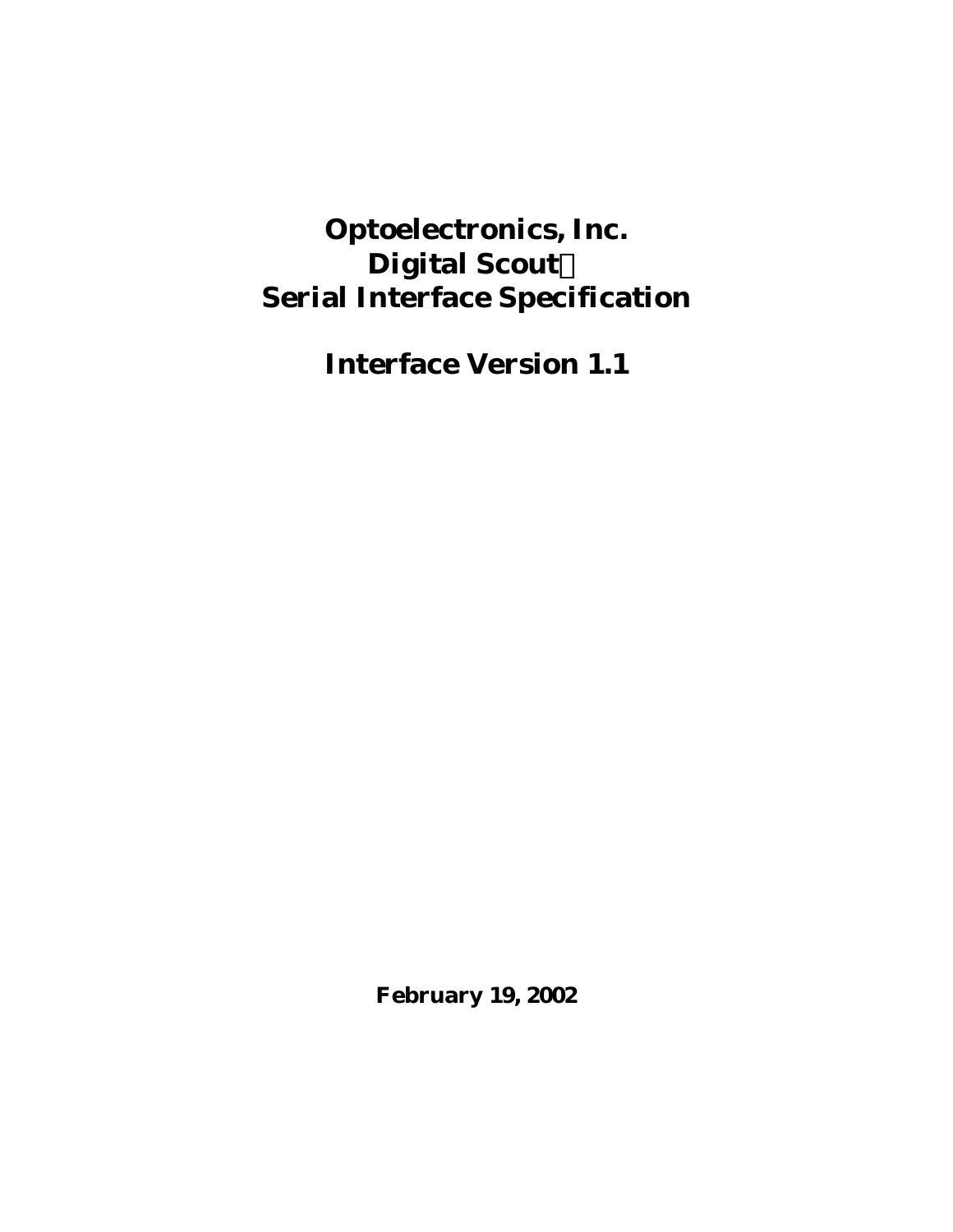# Optoelectronics, Inc.
# Digital Scout™
# Serial Interface Specification

## Interface Version 1.1

**February 19, 2002**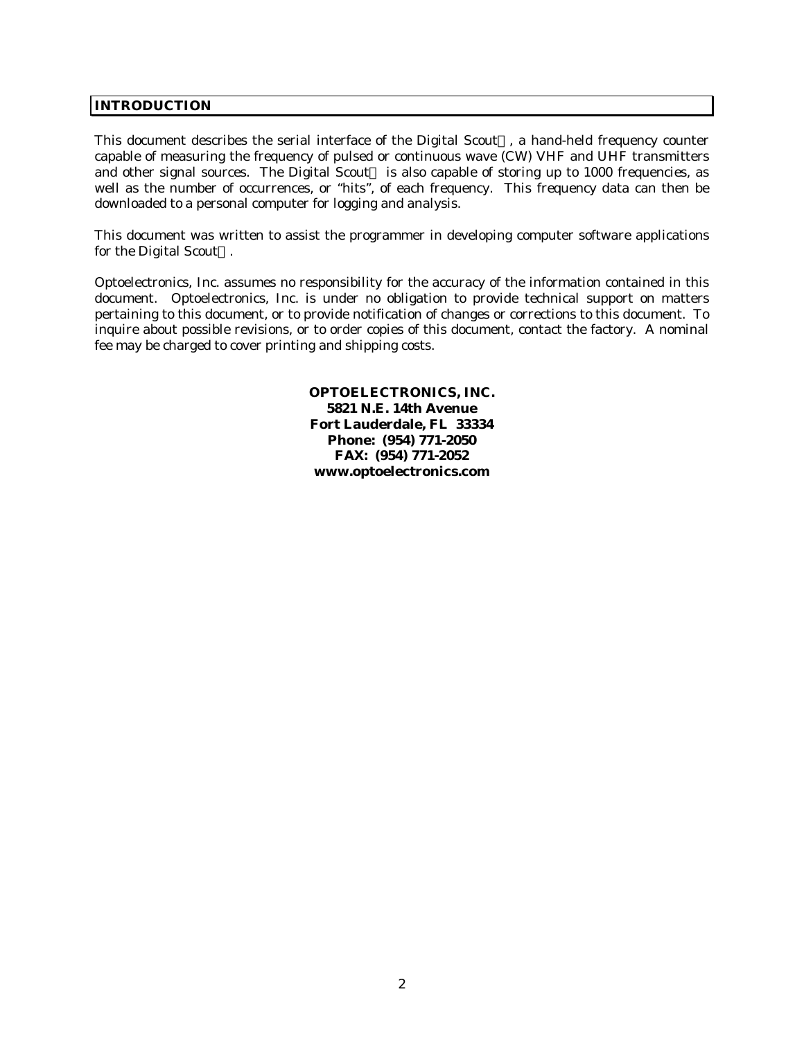## INTRODUCTION

This document describes the serial interface of the Digital Scout, a hand-held frequency counter capable of measuring the frequency of pulsed or continuous wave (CW) VHF and UHF transmitters and other signal sources. The Digital Scout is also capable of storing up to 1000 frequencies, as well as the number of occurrences, or "hits", of each frequency. This frequency data can then be downloaded to a personal computer for logging and analysis.

This document was written to assist the programmer in developing computer software applications for the Digital Scout.

Optoelectronics, Inc. assumes no responsibility for the accuracy of the information contained in this document. Optoelectronics, Inc. is under no obligation to provide technical support on matters pertaining to this document, or to provide notification of changes or corrections to this document. To inquire about possible revisions, or to order copies of this document, contact the factory. A nominal fee may be charged to cover printing and shipping costs.

**OPTOELECTRONICS, INC.**
**5821 N.E. 14th Avenue**
**Fort Lauderdale, FL 33334**
**Phone: (954) 771-2050**
**FAX: (954) 771-2052**
**www.optoelectronics.com**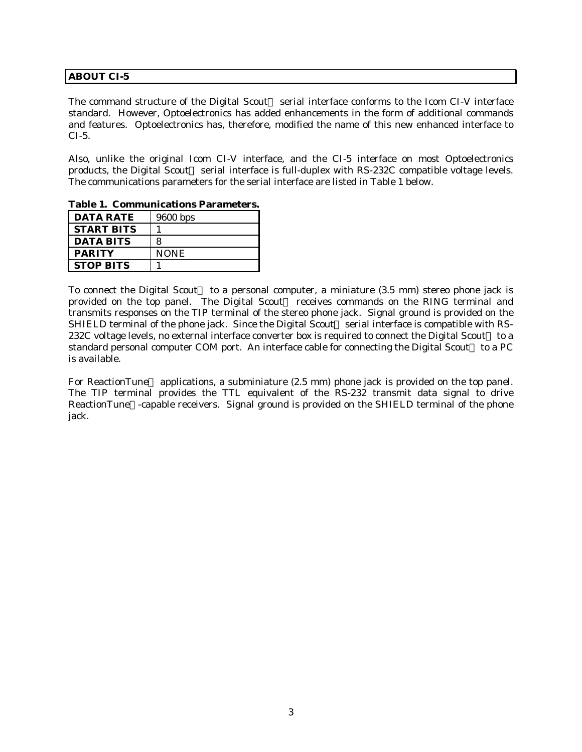## ABOUT CI-5

The command structure of the Digital Scout serial interface conforms to the Icom CI-V interface standard. However, Optoelectronics has added enhancements in the form of additional commands and features. Optoelectronics has, therefore, modified the name of this new enhanced interface to CI-5.

Also, unlike the original Icom CI-V interface, and the CI-5 interface on most Optoelectronics products, the Digital Scout serial interface is full-duplex with RS-232C compatible voltage levels. The communications parameters for the serial interface are listed in Table 1 below.

**Table 1. Communications Parameters.**

| | |
|---|---|
| **DATA RATE** | 9600 bps |
| **START BITS** | 1 |
| **DATA BITS** | 8 |
| **PARITY** | NONE |
| **STOP BITS** | 1 |

To connect the Digital Scout to a personal computer, a miniature (3.5 mm) stereo phone jack is provided on the top panel. The Digital Scout receives commands on the RING terminal and transmits responses on the TIP terminal of the stereo phone jack. Signal ground is provided on the SHIELD terminal of the phone jack. Since the Digital Scout serial interface is compatible with RS-232C voltage levels, no external interface converter box is required to connect the Digital Scout to a standard personal computer COM port. An interface cable for connecting the Digital Scout to a PC is available.

For ReactionTune applications, a subminiature (2.5 mm) phone jack is provided on the top panel. The TIP terminal provides the TTL equivalent of the RS-232 transmit data signal to drive ReactionTune-capable receivers. Signal ground is provided on the SHIELD terminal of the phone jack.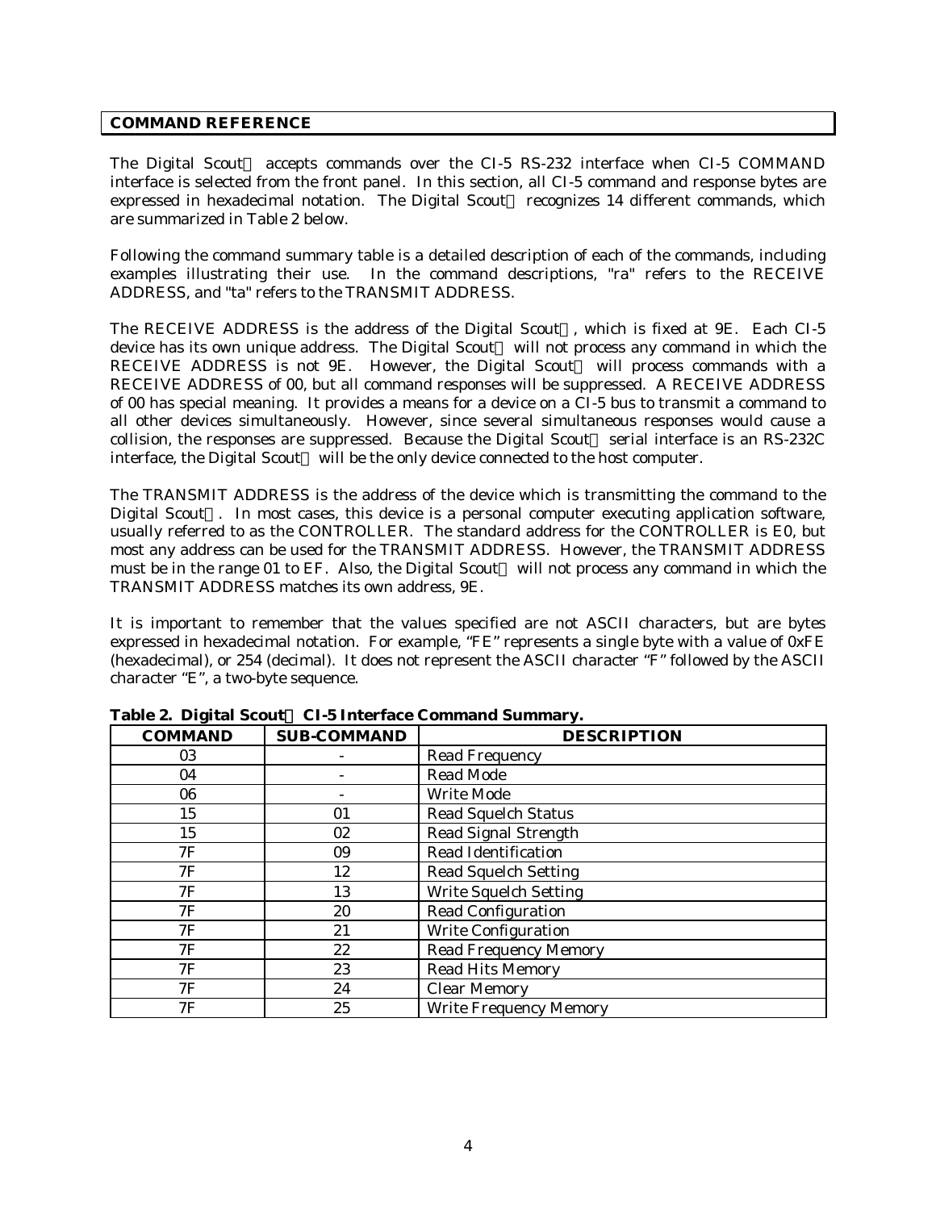## COMMAND REFERENCE

The Digital Scout accepts commands over the CI-5 RS-232 interface when CI-5 COMMAND interface is selected from the front panel. In this section, all CI-5 command and response bytes are expressed in hexadecimal notation. The Digital Scout recognizes 14 different commands, which are summarized in Table 2 below.

Following the command summary table is a detailed description of each of the commands, including examples illustrating their use. In the command descriptions, "ra" refers to the RECEIVE ADDRESS, and "ta" refers to the TRANSMIT ADDRESS.

The RECEIVE ADDRESS is the address of the Digital Scout, which is fixed at 9E. Each CI-5 device has its own unique address. The Digital Scout will not process any command in which the RECEIVE ADDRESS is not 9E. However, the Digital Scout will process commands with a RECEIVE ADDRESS of 00, but all command responses will be suppressed. A RECEIVE ADDRESS of 00 has special meaning. It provides a means for a device on a CI-5 bus to transmit a command to all other devices simultaneously. However, since several simultaneous responses would cause a collision, the responses are suppressed. Because the Digital Scout serial interface is an RS-232C interface, the Digital Scout will be the only device connected to the host computer.

The TRANSMIT ADDRESS is the address of the device which is transmitting the command to the Digital Scout. In most cases, this device is a personal computer executing application software, usually referred to as the CONTROLLER. The standard address for the CONTROLLER is E0, but most any address can be used for the TRANSMIT ADDRESS. However, the TRANSMIT ADDRESS must be in the range 01 to EF. Also, the Digital Scout will not process any command in which the TRANSMIT ADDRESS matches its own address, 9E.

It is important to remember that the values specified are not ASCII characters, but are bytes expressed in hexadecimal notation. For example, "FE" represents a single byte with a value of 0xFE (hexadecimal), or 254 (decimal). It does not represent the ASCII character "F" followed by the ASCII character "E", a two-byte sequence.

**Table 2. Digital Scout CI-5 Interface Command Summary.**

| COMMAND | SUB-COMMAND | DESCRIPTION |
|---|---|---|
| 03 | - | Read Frequency |
| 04 | - | Read Mode |
| 06 | - | Write Mode |
| 15 | 01 | Read Squelch Status |
| 15 | 02 | Read Signal Strength |
| 7F | 09 | Read Identification |
| 7F | 12 | Read Squelch Setting |
| 7F | 13 | Write Squelch Setting |
| 7F | 20 | Read Configuration |
| 7F | 21 | Write Configuration |
| 7F | 22 | Read Frequency Memory |
| 7F | 23 | Read Hits Memory |
| 7F | 24 | Clear Memory |
| 7F | 25 | Write Frequency Memory |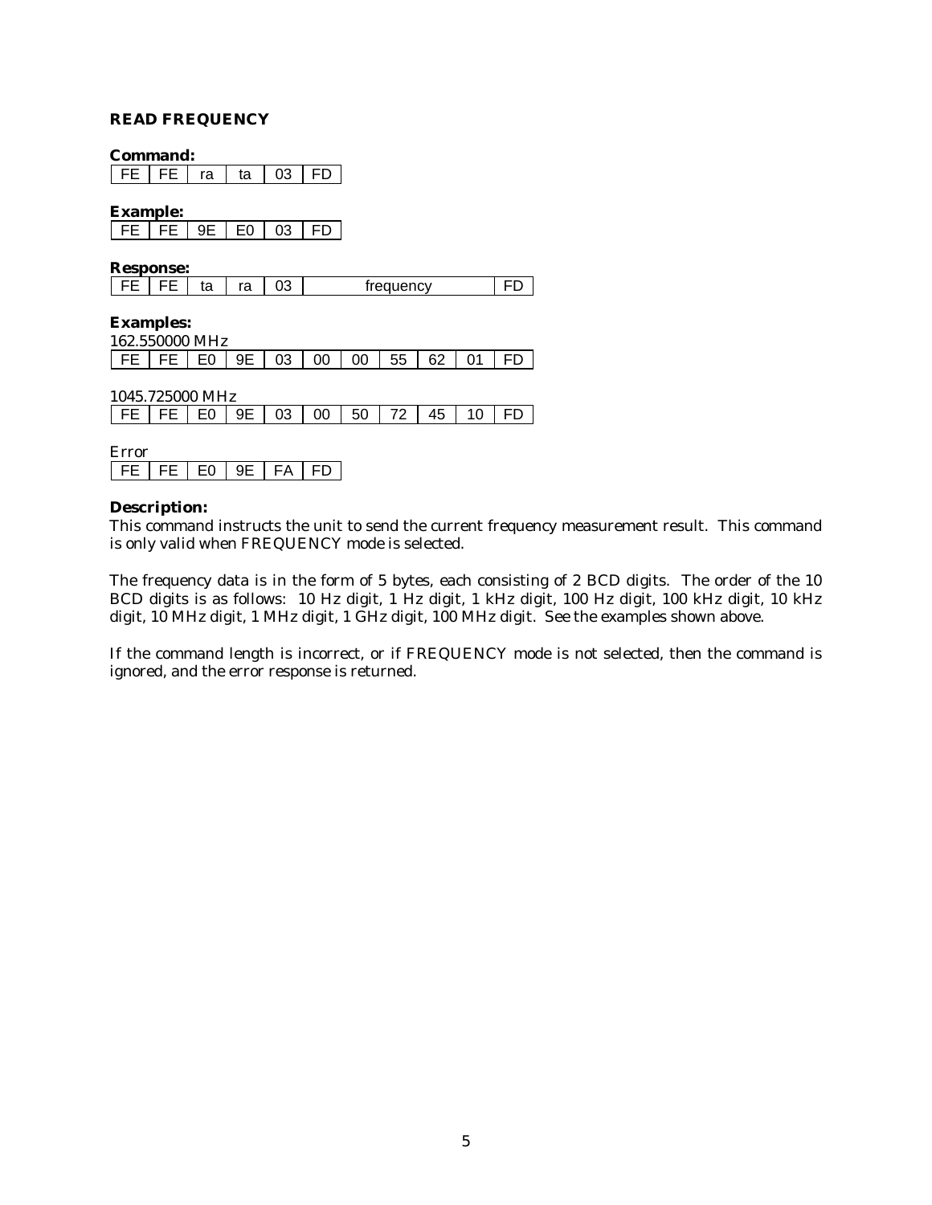### READ FREQUENCY

**Command:**

| FE | FE | ra | ta | 03 | FD |
|---|---|---|---|---|---|

**Example:**

| FE | FE | 9E | E0 | 03 | FD |
|---|---|---|---|---|---|

**Response:**

| FE | FE | ta | ra | 03 | frequency | FD |
|---|---|---|---|---|---|---|

**Examples:**

162.550000 MHz

| FE | FE | E0 | 9E | 03 | 00 | 00 | 55 | 62 | 01 | FD |
|---|---|---|---|---|---|---|---|---|---|---|

1045.725000 MHz

| FE | FE | E0 | 9E | 03 | 00 | 50 | 72 | 45 | 10 | FD |
|---|---|---|---|---|---|---|---|---|---|---|

Error

| FE | FE | E0 | 9E | FA | FD |
|---|---|---|---|---|---|

**Description:**

This command instructs the unit to send the current frequency measurement result. This command is only valid when FREQUENCY mode is selected.

The frequency data is in the form of 5 bytes, each consisting of 2 BCD digits. The order of the 10 BCD digits is as follows: 10 Hz digit, 1 Hz digit, 1 kHz digit, 100 Hz digit, 100 kHz digit, 10 kHz digit, 10 MHz digit, 1 MHz digit, 1 GHz digit, 100 MHz digit. See the examples shown above.

If the command length is incorrect, or if FREQUENCY mode is not selected, then the command is ignored, and the error response is returned.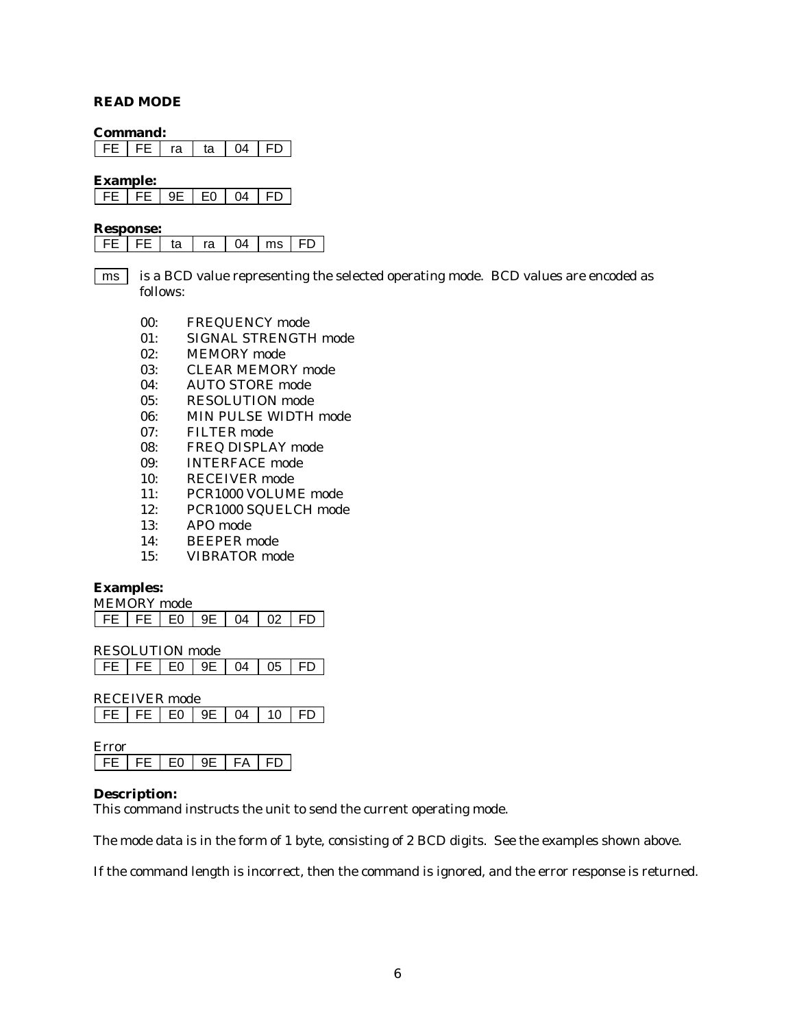### READ MODE

**Command:**

| FE | FE | ra | ta | 04 | FD |
|---|---|---|---|---|---|

**Example:**

| FE | FE | 9E | E0 | 04 | FD |
|---|---|---|---|---|---|

**Response:**

| FE | FE | ta | ra | 04 | ms | FD |
|---|---|---|---|---|---|---|

ms — is a BCD value representing the selected operating mode. BCD values are encoded as follows:

- 00: FREQUENCY mode
- 01: SIGNAL STRENGTH mode
- 02: MEMORY mode
- 03: CLEAR MEMORY mode
- 04: AUTO STORE mode
- 05: RESOLUTION mode
- 06: MIN PULSE WIDTH mode
- 07: FILTER mode
- 08: FREQ DISPLAY mode
- 09: INTERFACE mode
- 10: RECEIVER mode
- 11: PCR1000 VOLUME mode
- 12: PCR1000 SQUELCH mode
- 13: APO mode
- 14: BEEPER mode
- 15: VIBRATOR mode

**Examples:**

MEMORY mode

| FE | FE | E0 | 9E | 04 | 02 | FD |
|---|---|---|---|---|---|---|

RESOLUTION mode

| FE | FE | E0 | 9E | 04 | 05 | FD |
|---|---|---|---|---|---|---|

RECEIVER mode

| FE | FE | E0 | 9E | 04 | 10 | FD |
|---|---|---|---|---|---|---|

Error

| FE | FE | E0 | 9E | FA | FD |
|---|---|---|---|---|---|

**Description:**

This command instructs the unit to send the current operating mode.

The mode data is in the form of 1 byte, consisting of 2 BCD digits. See the examples shown above.

If the command length is incorrect, then the command is ignored, and the error response is returned.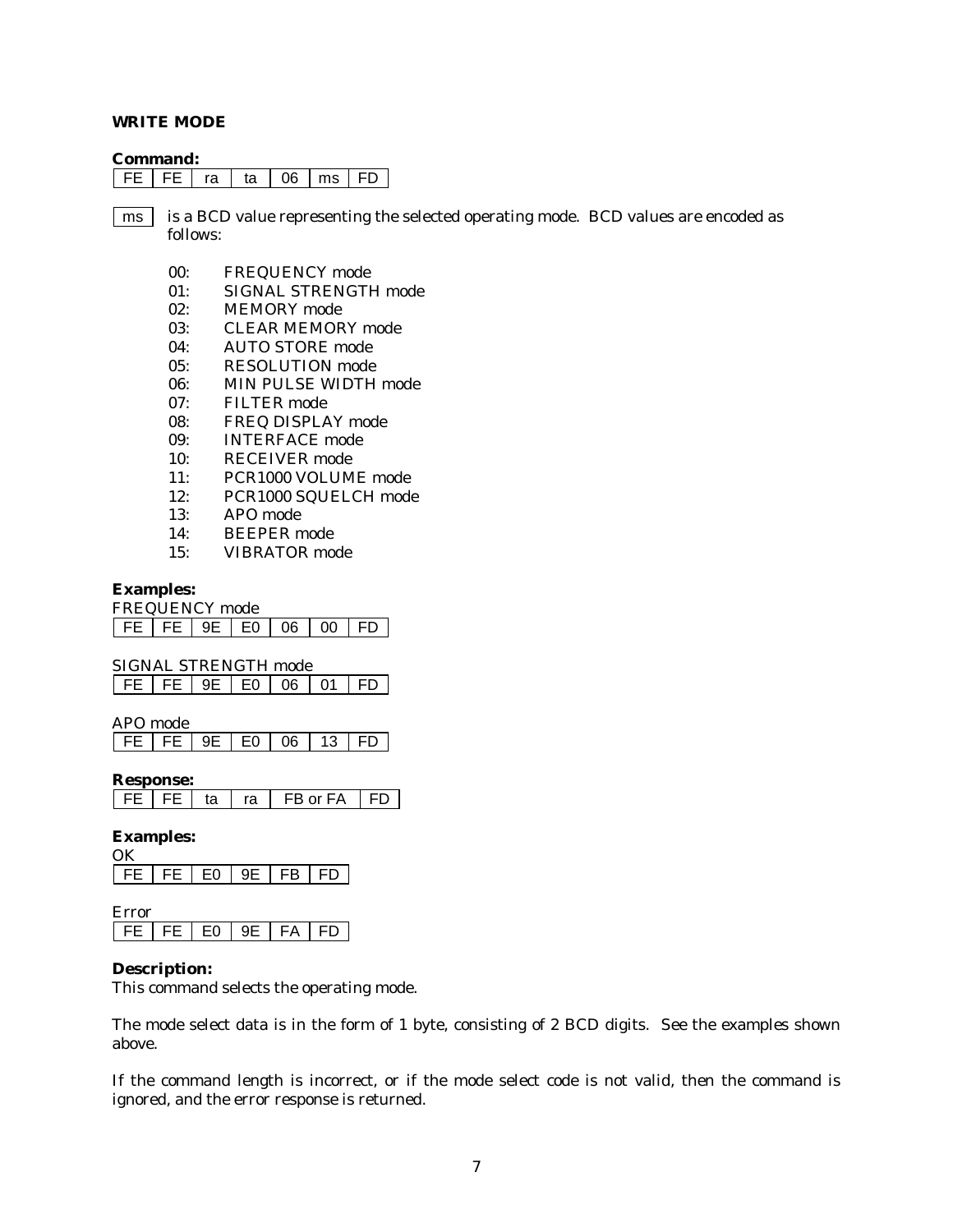### WRITE MODE

**Command:**

| FE | FE | ra | ta | 06 | ms | FD |
|---|---|---|---|---|---|---|

ms is a BCD value representing the selected operating mode. BCD values are encoded as follows:

- 00: FREQUENCY mode
- 01: SIGNAL STRENGTH mode
- 02: MEMORY mode
- 03: CLEAR MEMORY mode
- 04: AUTO STORE mode
- 05: RESOLUTION mode
- 06: MIN PULSE WIDTH mode
- 07: FILTER mode
- 08: FREQ DISPLAY mode
- 09: INTERFACE mode
- 10: RECEIVER mode
- 11: PCR1000 VOLUME mode
- 12: PCR1000 SQUELCH mode
- 13: APO mode
- 14: BEEPER mode
- 15: VIBRATOR mode

**Examples:**

FREQUENCY mode

| FE | FE | 9E | E0 | 06 | 00 | FD |
|---|---|---|---|---|---|---|

SIGNAL STRENGTH mode

| FE | FE | 9E | E0 | 06 | 01 | FD |
|---|---|---|---|---|---|---|

APO mode

| FE | FE | 9E | E0 | 06 | 13 | FD |
|---|---|---|---|---|---|---|

**Response:**

| FE | FE | ta | ra | FB or FA | FD |
|---|---|---|---|---|---|

**Examples:**

OK

| FE | FE | E0 | 9E | FB | FD |
|---|---|---|---|---|---|

Error

| FE | FE | E0 | 9E | FA | FD |
|---|---|---|---|---|---|

**Description:**

This command selects the operating mode.

The mode select data is in the form of 1 byte, consisting of 2 BCD digits. See the examples shown above.

If the command length is incorrect, or if the mode select code is not valid, then the command is ignored, and the error response is returned.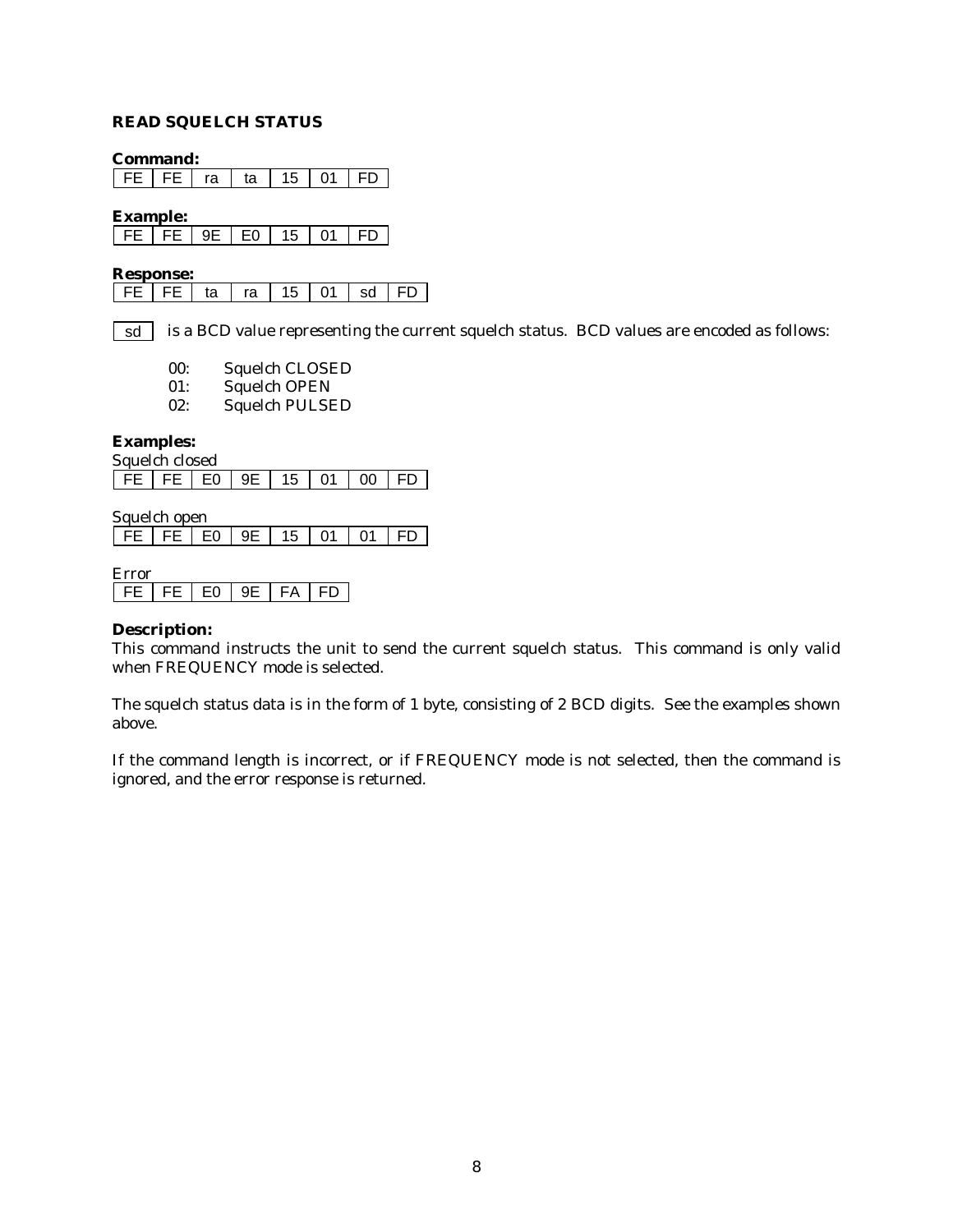## READ SQUELCH STATUS

**Command:**

| FE | FE | ra | ta | 15 | 01 | FD |
|---|---|---|---|---|---|---|

**Example:**

| FE | FE | 9E | E0 | 15 | 01 | FD |
|---|---|---|---|---|---|---|

**Response:**

| FE | FE | ta | ra | 15 | 01 | sd | FD |
|---|---|---|---|---|---|---|---|

sd is a BCD value representing the current squelch status. BCD values are encoded as follows:

- 00: Squelch CLOSED
- 01: Squelch OPEN
- 02: Squelch PULSED

**Examples:**

Squelch closed

| FE | FE | E0 | 9E | 15 | 01 | 00 | FD |
|---|---|---|---|---|---|---|---|

Squelch open

| FE | FE | E0 | 9E | 15 | 01 | 01 | FD |
|---|---|---|---|---|---|---|---|

Error

| FE | FE | E0 | 9E | FA | FD |
|---|---|---|---|---|---|

**Description:**

This command instructs the unit to send the current squelch status. This command is only valid when FREQUENCY mode is selected.

The squelch status data is in the form of 1 byte, consisting of 2 BCD digits. See the examples shown above.

If the command length is incorrect, or if FREQUENCY mode is not selected, then the command is ignored, and the error response is returned.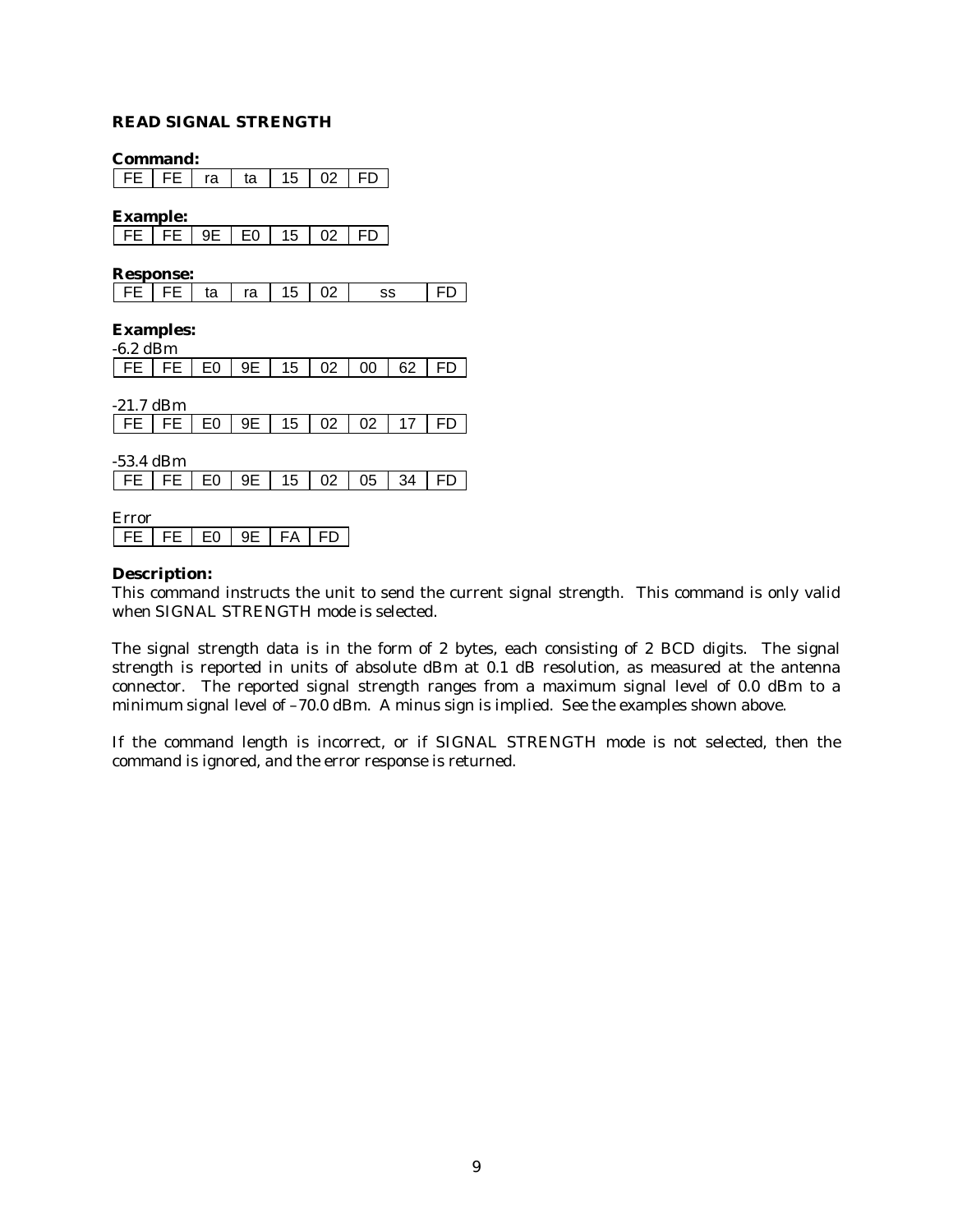### READ SIGNAL STRENGTH

**Command:**

| FE | FE | ra | ta | 15 | 02 | FD |
|---|---|---|---|---|---|---|

**Example:**

| FE | FE | 9E | E0 | 15 | 02 | FD |
|---|---|---|---|---|---|---|

**Response:**

| FE | FE | ta | ra | 15 | 02 | ss | FD |
|---|---|---|---|---|---|---|---|

**Examples:**

-6.2 dBm

| FE | FE | E0 | 9E | 15 | 02 | 00 | 62 | FD |
|---|---|---|---|---|---|---|---|---|

-21.7 dBm

| FE | FE | E0 | 9E | 15 | 02 | 02 | 17 | FD |
|---|---|---|---|---|---|---|---|---|

-53.4 dBm

| FE | FE | E0 | 9E | 15 | 02 | 05 | 34 | FD |
|---|---|---|---|---|---|---|---|---|

Error

| FE | FE | E0 | 9E | FA | FD |
|---|---|---|---|---|---|

**Description:**

This command instructs the unit to send the current signal strength. This command is only valid when SIGNAL STRENGTH mode is selected.

The signal strength data is in the form of 2 bytes, each consisting of 2 BCD digits. The signal strength is reported in units of absolute dBm at 0.1 dB resolution, as measured at the antenna connector. The reported signal strength ranges from a maximum signal level of 0.0 dBm to a minimum signal level of –70.0 dBm. A minus sign is implied. See the examples shown above.

If the command length is incorrect, or if SIGNAL STRENGTH mode is not selected, then the command is ignored, and the error response is returned.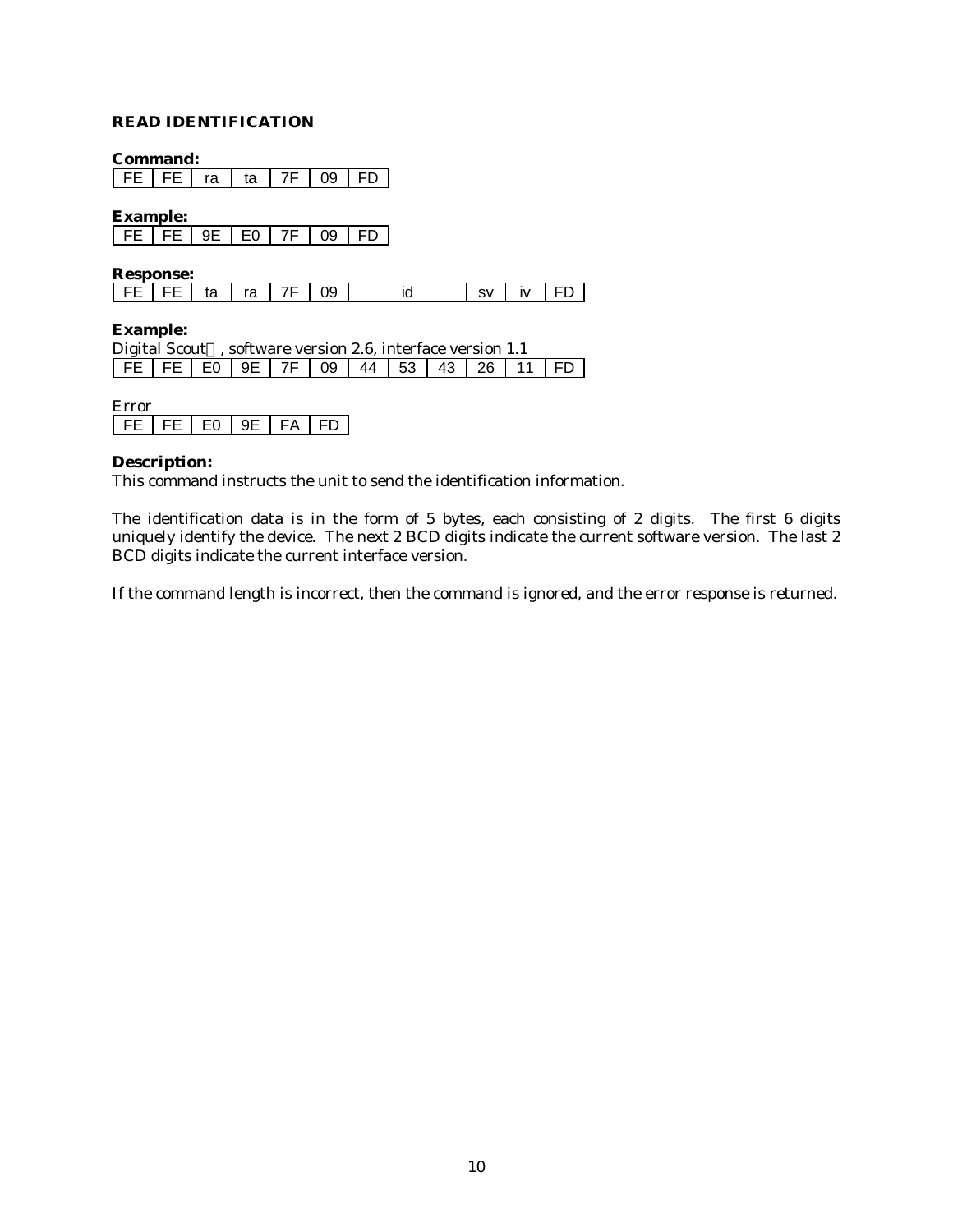## READ IDENTIFICATION

**Command:**

| FE | FE | ra | ta | 7F | 09 | FD |
|---|---|---|---|---|---|---|

**Example:**

| FE | FE | 9E | E0 | 7F | 09 | FD |
|---|---|---|---|---|---|---|

**Response:**

| FE | FE | ta | ra | 7F | 09 | id | sv | iv | FD |
|---|---|---|---|---|---|---|---|---|---|

**Example:**

Digital Scout, software version 2.6, interface version 1.1

| FE | FE | E0 | 9E | 7F | 09 | 44 | 53 | 43 | 26 | 11 | FD |
|---|---|---|---|---|---|---|---|---|---|---|---|

Error

| FE | FE | E0 | 9E | FA | FD |
|---|---|---|---|---|---|

**Description:**

This command instructs the unit to send the identification information.

The identification data is in the form of 5 bytes, each consisting of 2 digits. The first 6 digits uniquely identify the device. The next 2 BCD digits indicate the current software version. The last 2 BCD digits indicate the current interface version.

If the command length is incorrect, then the command is ignored, and the error response is returned.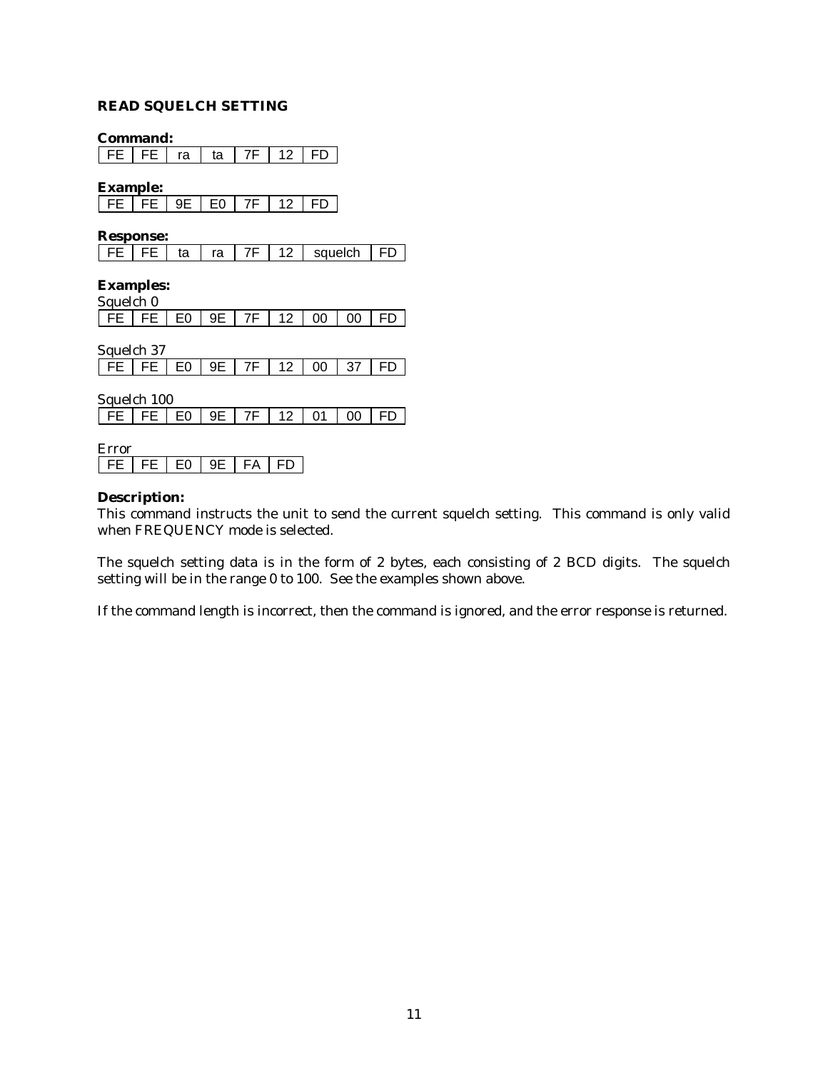### READ SQUELCH SETTING

**Command:**

| FE | FE | ra | ta | 7F | 12 | FD |
|---|---|---|---|---|---|---|

**Example:**

| FE | FE | 9E | E0 | 7F | 12 | FD |
|---|---|---|---|---|---|---|

**Response:**

| FE | FE | ta | ra | 7F | 12 | squelch | FD |
|---|---|---|---|---|---|---|---|

**Examples:**

Squelch 0

| FE | FE | E0 | 9E | 7F | 12 | 00 | 00 | FD |
|---|---|---|---|---|---|---|---|---|

Squelch 37

| FE | FE | E0 | 9E | 7F | 12 | 00 | 37 | FD |
|---|---|---|---|---|---|---|---|---|

Squelch 100

| FE | FE | E0 | 9E | 7F | 12 | 01 | 00 | FD |
|---|---|---|---|---|---|---|---|---|

Error

| FE | FE | E0 | 9E | FA | FD |
|---|---|---|---|---|---|

**Description:**

This command instructs the unit to send the current squelch setting. This command is only valid when FREQUENCY mode is selected.

The squelch setting data is in the form of 2 bytes, each consisting of 2 BCD digits. The squelch setting will be in the range 0 to 100. See the examples shown above.

If the command length is incorrect, then the command is ignored, and the error response is returned.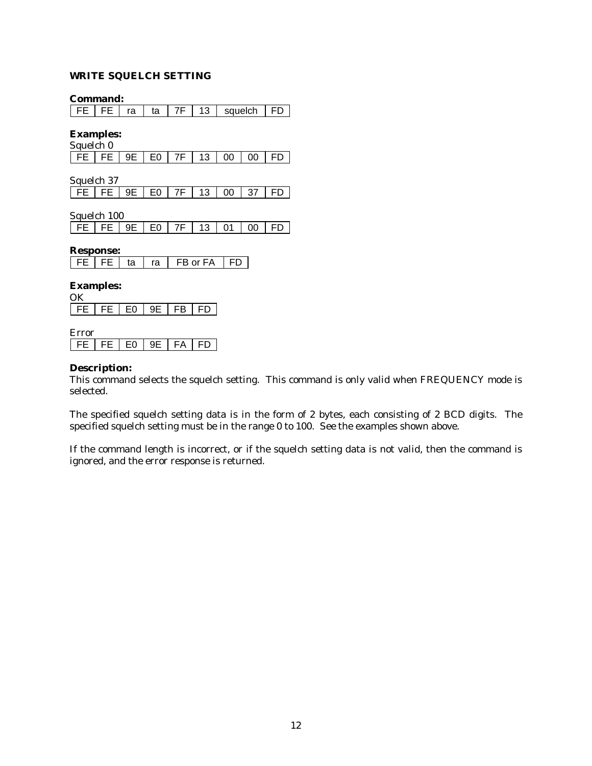### WRITE SQUELCH SETTING

**Command:**

| FE | FE | ra | ta | 7F | 13 | squelch | FD |
|---|---|---|---|---|---|---|---|

**Examples:**

Squelch 0

| FE | FE | 9E | E0 | 7F | 13 | 00 | 00 | FD |
|---|---|---|---|---|---|---|---|---|

Squelch 37

| FE | FE | 9E | E0 | 7F | 13 | 00 | 37 | FD |
|---|---|---|---|---|---|---|---|---|

Squelch 100

| FE | FE | 9E | E0 | 7F | 13 | 01 | 00 | FD |
|---|---|---|---|---|---|---|---|---|

**Response:**

| FE | FE | ta | ra | FB or FA | FD |
|---|---|---|---|---|---|

**Examples:**

OK

| FE | FE | E0 | 9E | FB | FD |
|---|---|---|---|---|---|

Error

| FE | FE | E0 | 9E | FA | FD |
|---|---|---|---|---|---|

**Description:**

This command selects the squelch setting. This command is only valid when FREQUENCY mode is selected.

The specified squelch setting data is in the form of 2 bytes, each consisting of 2 BCD digits. The specified squelch setting must be in the range 0 to 100. See the examples shown above.

If the command length is incorrect, or if the squelch setting data is not valid, then the command is ignored, and the error response is returned.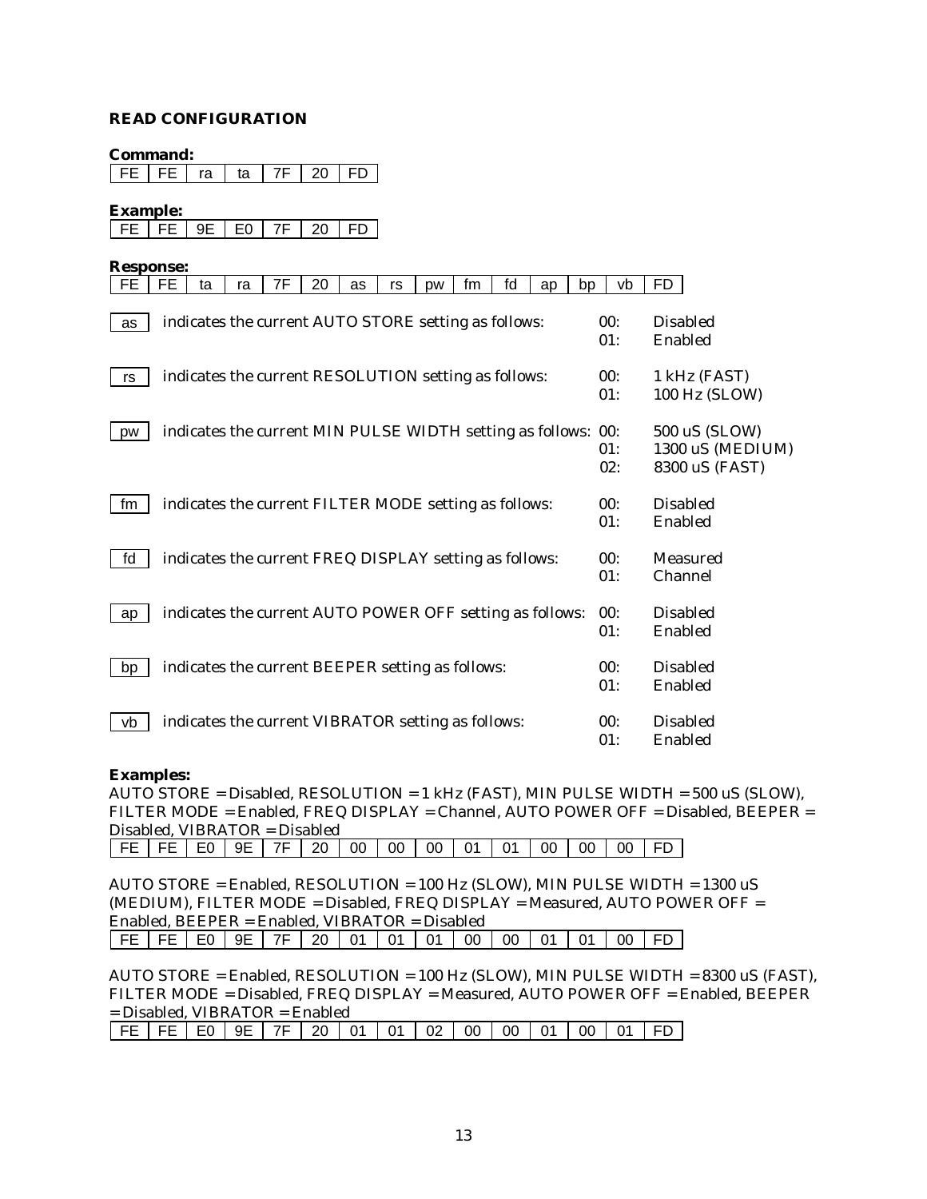## READ CONFIGURATION

**Command:**

| FE | FE | ra | ta | 7F | 20 | FD |
|---|---|---|---|---|---|---|

**Example:**

| FE | FE | 9E | E0 | 7F | 20 | FD |
|---|---|---|---|---|---|---|

**Response:**

| FE | FE | ta | ra | 7F | 20 | as | rs | pw | fm | fd | ap | bp | vb | FD |
|---|---|---|---|---|---|---|---|---|---|---|---|---|---|---|

| Field | Description | Value | Setting |
|---|---|---|---|
| as | indicates the current AUTO STORE setting as follows: | 00: | Disabled |
| | | 01: | Enabled |
| rs | indicates the current RESOLUTION setting as follows: | 00: | 1 kHz (FAST) |
| | | 01: | 100 Hz (SLOW) |
| pw | indicates the current MIN PULSE WIDTH setting as follows: | 00: | 500 uS (SLOW) |
| | | 01: | 1300 uS (MEDIUM) |
| | | 02: | 8300 uS (FAST) |
| fm | indicates the current FILTER MODE setting as follows: | 00: | Disabled |
| | | 01: | Enabled |
| fd | indicates the current FREQ DISPLAY setting as follows: | 00: | Measured |
| | | 01: | Channel |
| ap | indicates the current AUTO POWER OFF setting as follows: | 00: | Disabled |
| | | 01: | Enabled |
| bp | indicates the current BEEPER setting as follows: | 00: | Disabled |
| | | 01: | Enabled |
| vb | indicates the current VIBRATOR setting as follows: | 00: | Disabled |
| | | 01: | Enabled |

**Examples:**

AUTO STORE = Disabled, RESOLUTION = 1 kHz (FAST), MIN PULSE WIDTH = 500 uS (SLOW), FILTER MODE = Enabled, FREQ DISPLAY = Channel, AUTO POWER OFF = Disabled, BEEPER = Disabled, VIBRATOR = Disabled

| FE | FE | E0 | 9E | 7F | 20 | 00 | 00 | 00 | 01 | 01 | 00 | 00 | 00 | FD |
|---|---|---|---|---|---|---|---|---|---|---|---|---|---|---|

AUTO STORE = Enabled, RESOLUTION = 100 Hz (SLOW), MIN PULSE WIDTH = 1300 uS (MEDIUM), FILTER MODE = Disabled, FREQ DISPLAY = Measured, AUTO POWER OFF = Enabled, BEEPER = Enabled, VIBRATOR = Disabled

| FE | FE | E0 | 9E | 7F | 20 | 01 | 01 | 01 | 00 | 00 | 01 | 01 | 00 | FD |
|---|---|---|---|---|---|---|---|---|---|---|---|---|---|---|

AUTO STORE = Enabled, RESOLUTION = 100 Hz (SLOW), MIN PULSE WIDTH = 8300 uS (FAST), FILTER MODE = Disabled, FREQ DISPLAY = Measured, AUTO POWER OFF = Enabled, BEEPER = Disabled, VIBRATOR = Enabled

| FE | FE | E0 | 9E | 7F | 20 | 01 | 01 | 02 | 00 | 00 | 01 | 00 | 01 | FD |
|---|---|---|---|---|---|---|---|---|---|---|---|---|---|---|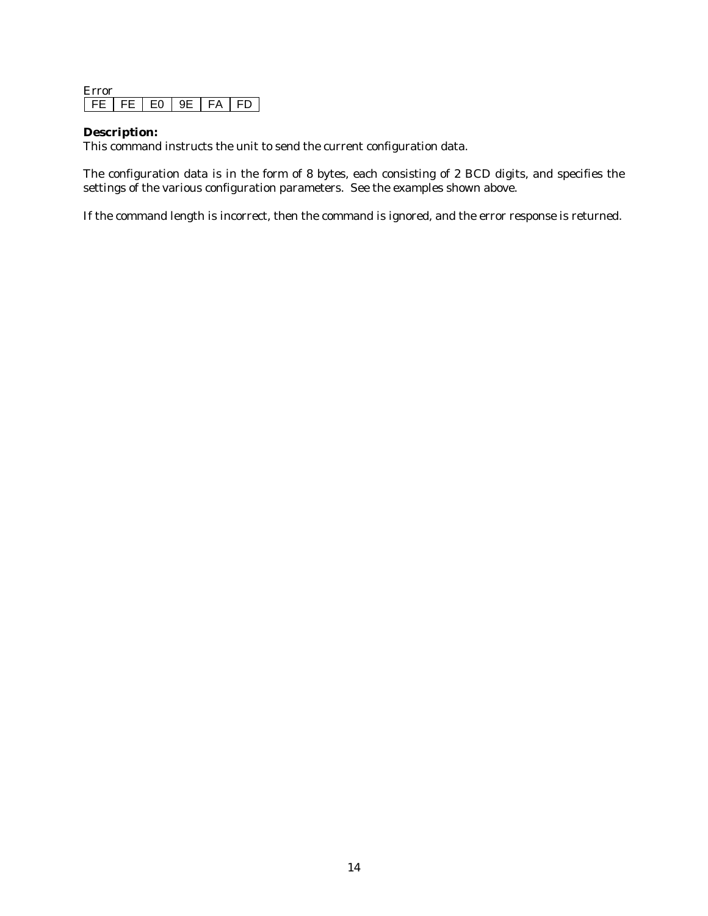Error

| FE | FE | E0 | 9E | FA | FD |
|---|---|---|---|---|---|

**Description:**
This command instructs the unit to send the current configuration data.

The configuration data is in the form of 8 bytes, each consisting of 2 BCD digits, and specifies the settings of the various configuration parameters. See the examples shown above.

If the command length is incorrect, then the command is ignored, and the error response is returned.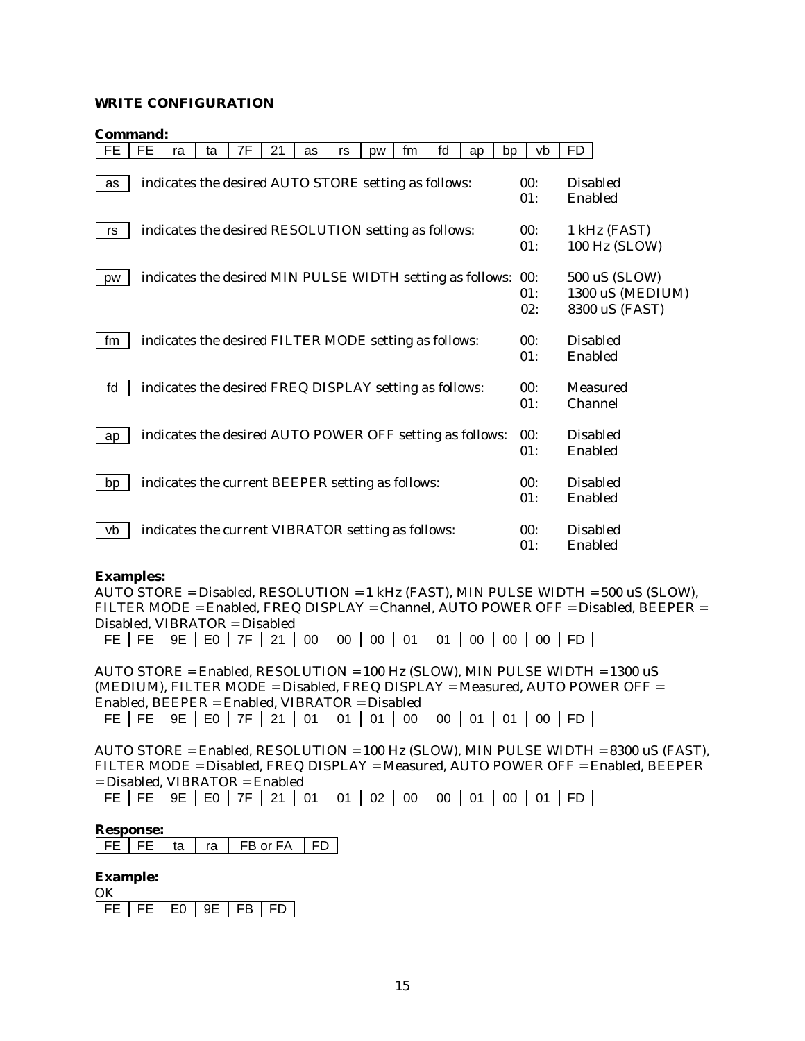### WRITE CONFIGURATION

**Command:**

| FE | FE | ra | ta | 7F | 21 | as | rs | pw | fm | fd | ap | bp | vb | FD |
|---|---|---|---|---|---|---|---|---|---|---|---|---|---|---|

| | | | |
|---|---|---|---|
| as | indicates the desired AUTO STORE setting as follows: | 00:<br>01: | Disabled<br>Enabled |
| rs | indicates the desired RESOLUTION setting as follows: | 00:<br>01: | 1 kHz (FAST)<br>100 Hz (SLOW) |
| pw | indicates the desired MIN PULSE WIDTH setting as follows: | 00:<br>01:<br>02: | 500 uS (SLOW)<br>1300 uS (MEDIUM)<br>8300 uS (FAST) |
| fm | indicates the desired FILTER MODE setting as follows: | 00:<br>01: | Disabled<br>Enabled |
| fd | indicates the desired FREQ DISPLAY setting as follows: | 00:<br>01: | Measured<br>Channel |
| ap | indicates the desired AUTO POWER OFF setting as follows: | 00:<br>01: | Disabled<br>Enabled |
| bp | indicates the current BEEPER setting as follows: | 00:<br>01: | Disabled<br>Enabled |
| vb | indicates the current VIBRATOR setting as follows: | 00:<br>01: | Disabled<br>Enabled |

**Examples:**

AUTO STORE = Disabled, RESOLUTION = 1 kHz (FAST), MIN PULSE WIDTH = 500 uS (SLOW), FILTER MODE = Enabled, FREQ DISPLAY = Channel, AUTO POWER OFF = Disabled, BEEPER = Disabled, VIBRATOR = Disabled

| FE | FE | 9E | E0 | 7F | 21 | 00 | 00 | 00 | 01 | 01 | 00 | 00 | 00 | FD |
|---|---|---|---|---|---|---|---|---|---|---|---|---|---|---|

AUTO STORE = Enabled, RESOLUTION = 100 Hz (SLOW), MIN PULSE WIDTH = 1300 uS (MEDIUM), FILTER MODE = Disabled, FREQ DISPLAY = Measured, AUTO POWER OFF = Enabled, BEEPER = Enabled, VIBRATOR = Disabled

| FE | FE | 9E | E0 | 7F | 21 | 01 | 01 | 01 | 00 | 00 | 01 | 01 | 00 | FD |
|---|---|---|---|---|---|---|---|---|---|---|---|---|---|---|

AUTO STORE = Enabled, RESOLUTION = 100 Hz (SLOW), MIN PULSE WIDTH = 8300 uS (FAST), FILTER MODE = Disabled, FREQ DISPLAY = Measured, AUTO POWER OFF = Enabled, BEEPER = Disabled, VIBRATOR = Enabled

| FE | FE | 9E | E0 | 7F | 21 | 01 | 01 | 02 | 00 | 00 | 01 | 00 | 01 | FD |
|---|---|---|---|---|---|---|---|---|---|---|---|---|---|---|

**Response:**

| FE | FE | ta | ra | FB or FA | FD |
|---|---|---|---|---|---|

**Example:**

OK

| FE | FE | E0 | 9E | FB | FD |
|---|---|---|---|---|---|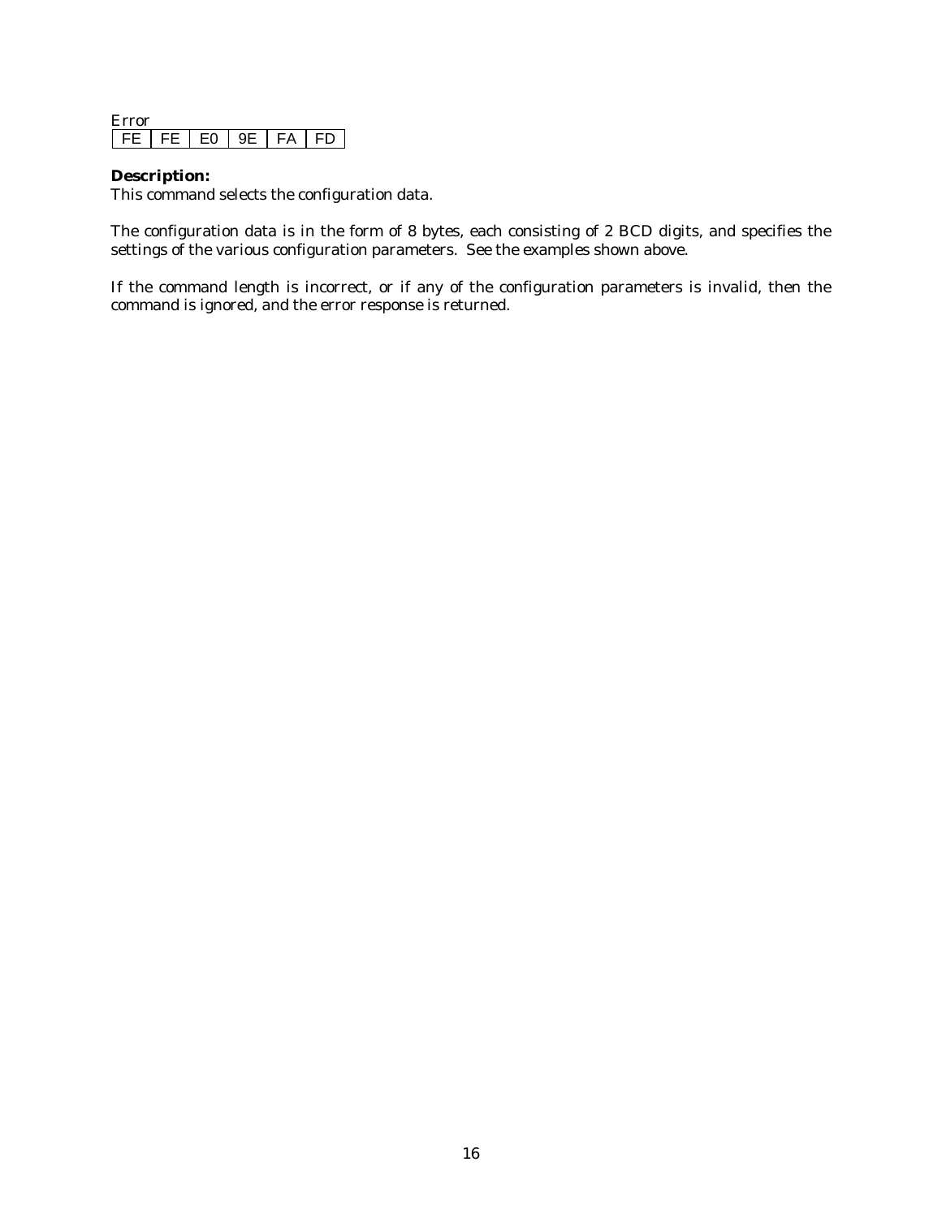Error

| FE | FE | E0 | 9E | FA | FD |
|---|---|---|---|---|---|

**Description:**
This command selects the configuration data.

The configuration data is in the form of 8 bytes, each consisting of 2 BCD digits, and specifies the settings of the various configuration parameters. See the examples shown above.

If the command length is incorrect, or if any of the configuration parameters is invalid, then the command is ignored, and the error response is returned.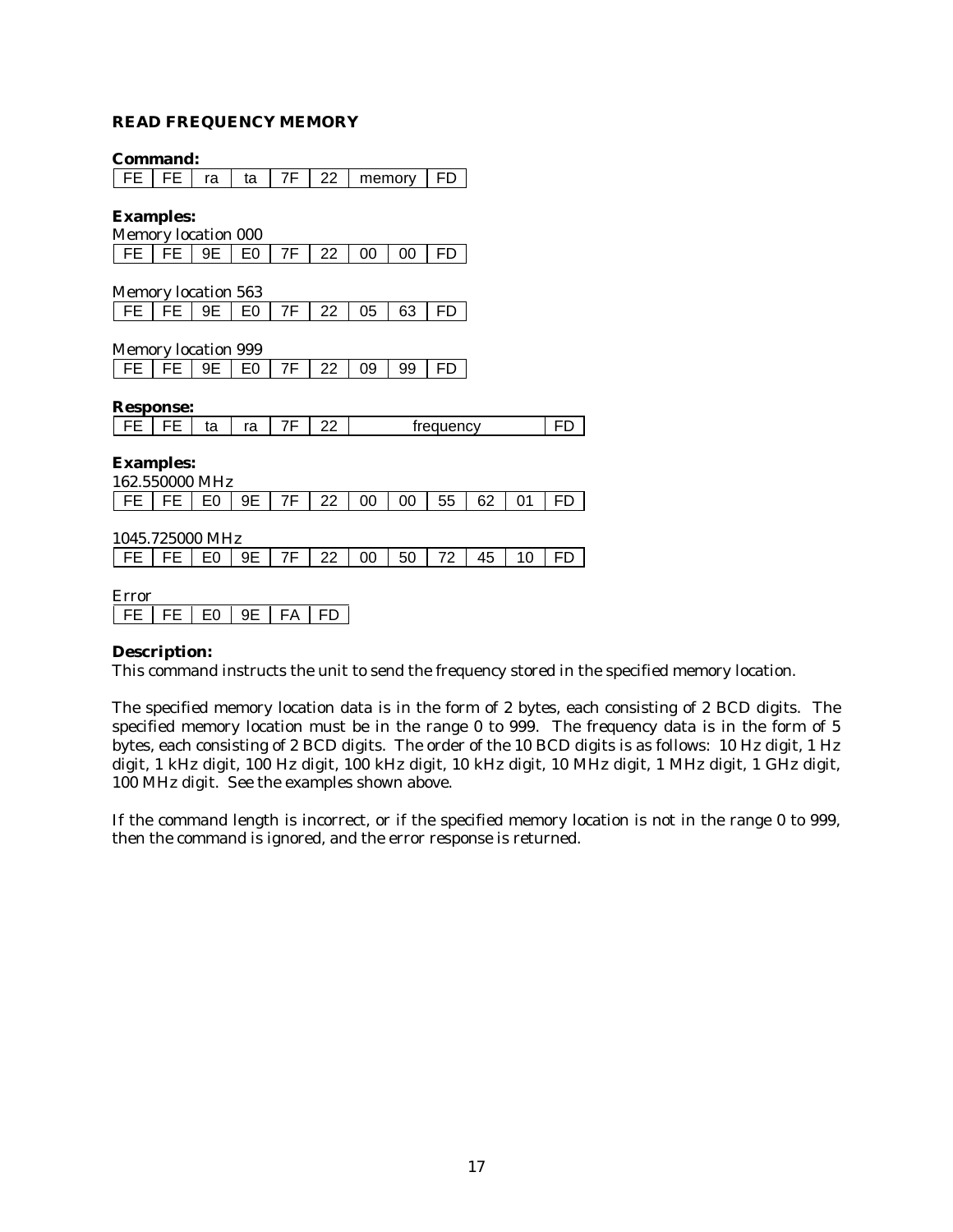### READ FREQUENCY MEMORY

**Command:**

| FE | FE | ra | ta | 7F | 22 | memory | FD |
|---|---|---|---|---|---|---|---|

**Examples:**

Memory location 000

| FE | FE | 9E | E0 | 7F | 22 | 00 | 00 | FD |
|---|---|---|---|---|---|---|---|---|

Memory location 563

| FE | FE | 9E | E0 | 7F | 22 | 05 | 63 | FD |
|---|---|---|---|---|---|---|---|---|

Memory location 999

| FE | FE | 9E | E0 | 7F | 22 | 09 | 99 | FD |
|---|---|---|---|---|---|---|---|---|

**Response:**

| FE | FE | ta | ra | 7F | 22 | frequency | FD |
|---|---|---|---|---|---|---|---|

**Examples:**

162.550000 MHz

| FE | FE | E0 | 9E | 7F | 22 | 00 | 00 | 55 | 62 | 01 | FD |
|---|---|---|---|---|---|---|---|---|---|---|---|

1045.725000 MHz

| FE | FE | E0 | 9E | 7F | 22 | 00 | 50 | 72 | 45 | 10 | FD |
|---|---|---|---|---|---|---|---|---|---|---|---|

Error

| FE | FE | E0 | 9E | FA | FD |
|---|---|---|---|---|---|

**Description:**

This command instructs the unit to send the frequency stored in the specified memory location.

The specified memory location data is in the form of 2 bytes, each consisting of 2 BCD digits. The specified memory location must be in the range 0 to 999. The frequency data is in the form of 5 bytes, each consisting of 2 BCD digits. The order of the 10 BCD digits is as follows: 10 Hz digit, 1 Hz digit, 1 kHz digit, 100 Hz digit, 100 kHz digit, 10 kHz digit, 10 MHz digit, 1 MHz digit, 1 GHz digit, 100 MHz digit. See the examples shown above.

If the command length is incorrect, or if the specified memory location is not in the range 0 to 999, then the command is ignored, and the error response is returned.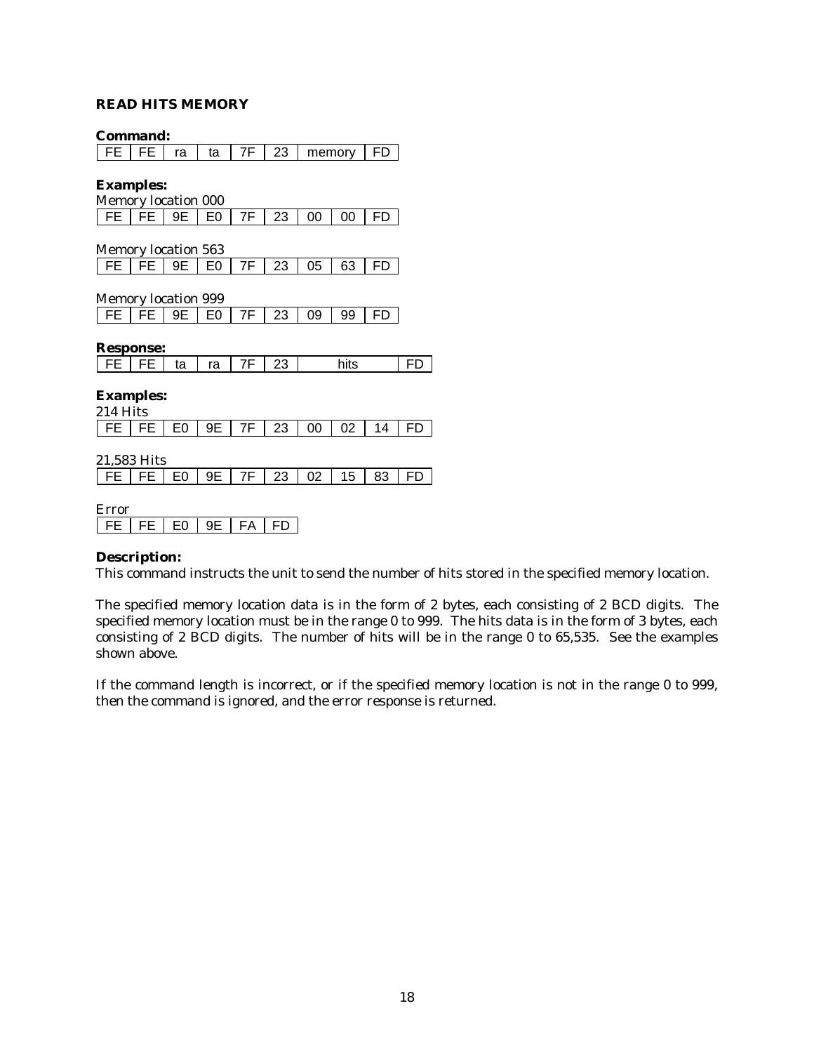## READ HITS MEMORY

**Command:**

| FE | FE | ra | ta | 7F | 23 | memory | FD |
|---|---|---|---|---|---|---|---|

**Examples:**

Memory location 000

| FE | FE | 9E | E0 | 7F | 23 | 00 | 00 | FD |
|---|---|---|---|---|---|---|---|---|

Memory location 563

| FE | FE | 9E | E0 | 7F | 23 | 05 | 63 | FD |
|---|---|---|---|---|---|---|---|---|

Memory location 999

| FE | FE | 9E | E0 | 7F | 23 | 09 | 99 | FD |
|---|---|---|---|---|---|---|---|---|

**Response:**

| FE | FE | ta | ra | 7F | 23 | hits | FD |
|---|---|---|---|---|---|---|---|

**Examples:**

214 Hits

| FE | FE | E0 | 9E | 7F | 23 | 00 | 02 | 14 | FD |
|---|---|---|---|---|---|---|---|---|---|

21,583 Hits

| FE | FE | E0 | 9E | 7F | 23 | 02 | 15 | 83 | FD |
|---|---|---|---|---|---|---|---|---|---|

Error

| FE | FE | E0 | 9E | FA | FD |
|---|---|---|---|---|---|

**Description:**

This command instructs the unit to send the number of hits stored in the specified memory location.

The specified memory location data is in the form of 2 bytes, each consisting of 2 BCD digits. The specified memory location must be in the range 0 to 999. The hits data is in the form of 3 bytes, each consisting of 2 BCD digits. The number of hits will be in the range 0 to 65,535. See the examples shown above.

If the command length is incorrect, or if the specified memory location is not in the range 0 to 999, then the command is ignored, and the error response is returned.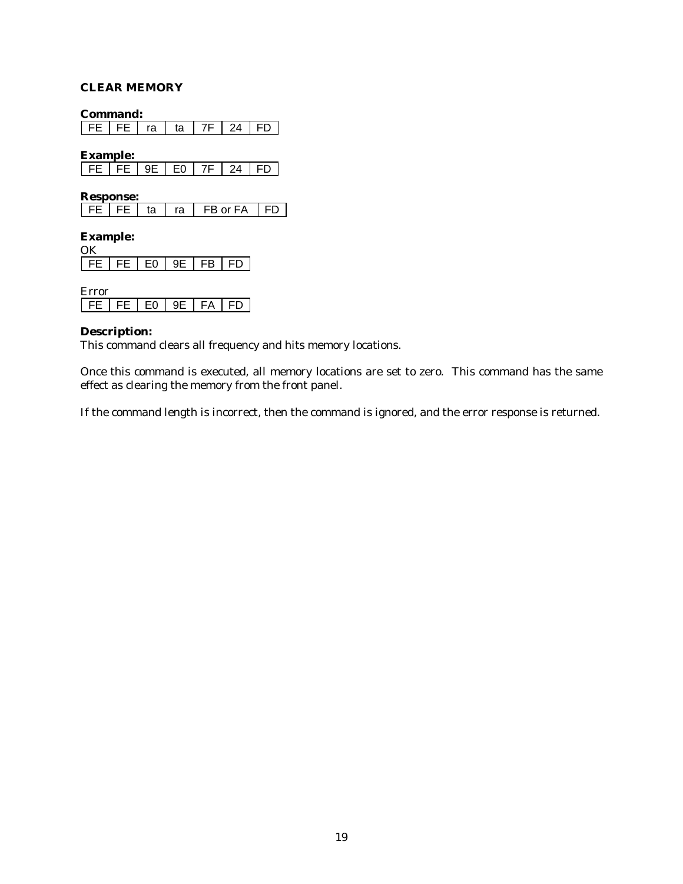### CLEAR MEMORY

**Command:**

| FE | FE | ra | ta | 7F | 24 | FD |
|---|---|---|---|---|---|---|

**Example:**

| FE | FE | 9E | E0 | 7F | 24 | FD |
|---|---|---|---|---|---|---|

**Response:**

| FE | FE | ta | ra | FB or FA | FD |
|---|---|---|---|---|---|

**Example:**

OK

| FE | FE | E0 | 9E | FB | FD |
|---|---|---|---|---|---|

Error

| FE | FE | E0 | 9E | FA | FD |
|---|---|---|---|---|---|

**Description:**
This command clears all frequency and hits memory locations.

Once this command is executed, all memory locations are set to zero. This command has the same effect as clearing the memory from the front panel.

If the command length is incorrect, then the command is ignored, and the error response is returned.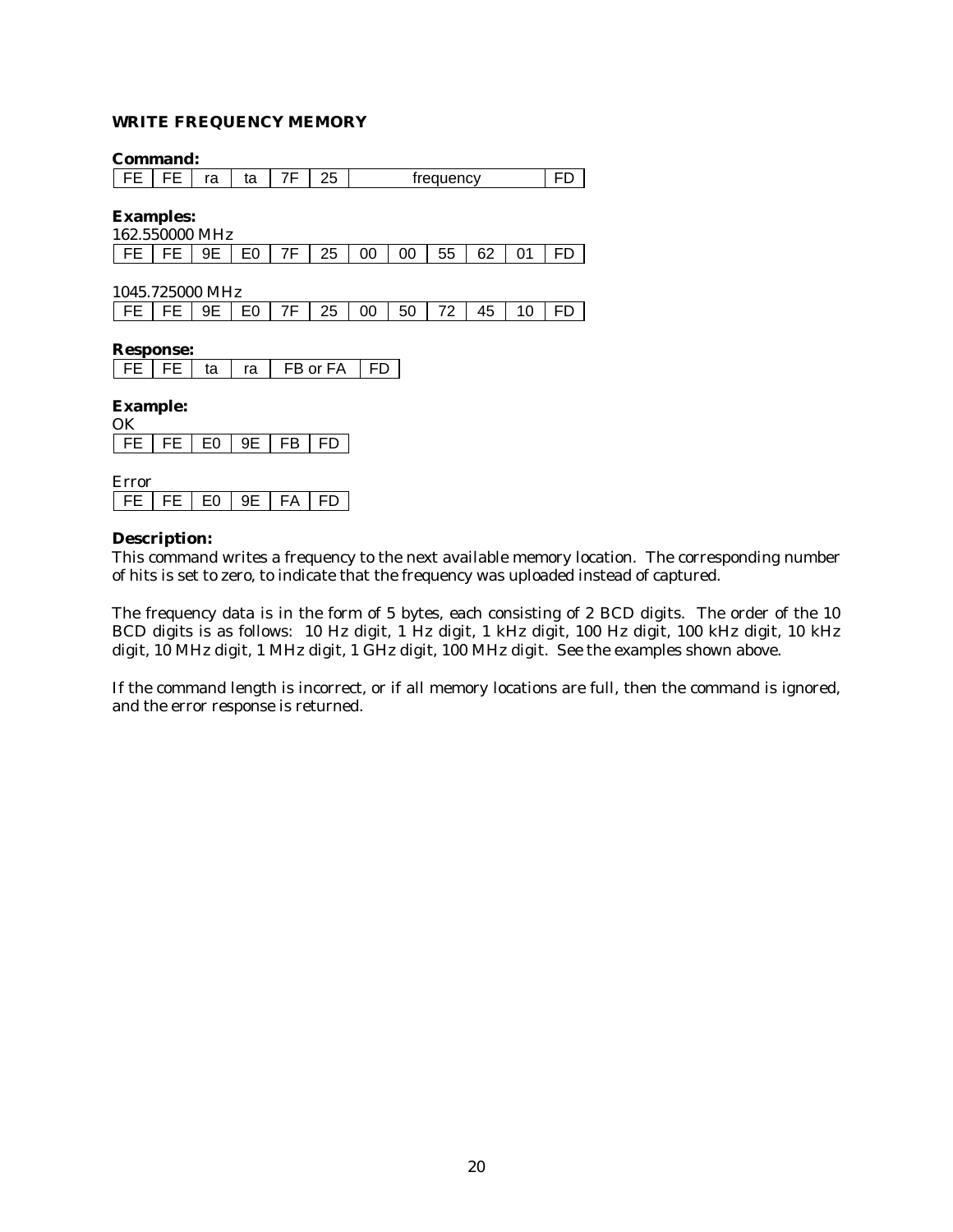### WRITE FREQUENCY MEMORY

**Command:**

| FE | FE | ra | ta | 7F | 25 | frequency | FD |
|---|---|---|---|---|---|---|---|

**Examples:**

162.550000 MHz

| FE | FE | 9E | E0 | 7F | 25 | 00 | 00 | 55 | 62 | 01 | FD |
|---|---|---|---|---|---|---|---|---|---|---|---|

1045.725000 MHz

| FE | FE | 9E | E0 | 7F | 25 | 00 | 50 | 72 | 45 | 10 | FD |
|---|---|---|---|---|---|---|---|---|---|---|---|

**Response:**

| FE | FE | ta | ra | FB or FA | FD |
|---|---|---|---|---|---|

**Example:**

OK

| FE | FE | E0 | 9E | FB | FD |
|---|---|---|---|---|---|

Error

| FE | FE | E0 | 9E | FA | FD |
|---|---|---|---|---|---|

**Description:**

This command writes a frequency to the next available memory location. The corresponding number of hits is set to zero, to indicate that the frequency was uploaded instead of captured.

The frequency data is in the form of 5 bytes, each consisting of 2 BCD digits. The order of the 10 BCD digits is as follows: 10 Hz digit, 1 Hz digit, 1 kHz digit, 100 Hz digit, 100 kHz digit, 10 kHz digit, 10 MHz digit, 1 MHz digit, 1 GHz digit, 100 MHz digit. See the examples shown above.

If the command length is incorrect, or if all memory locations are full, then the command is ignored, and the error response is returned.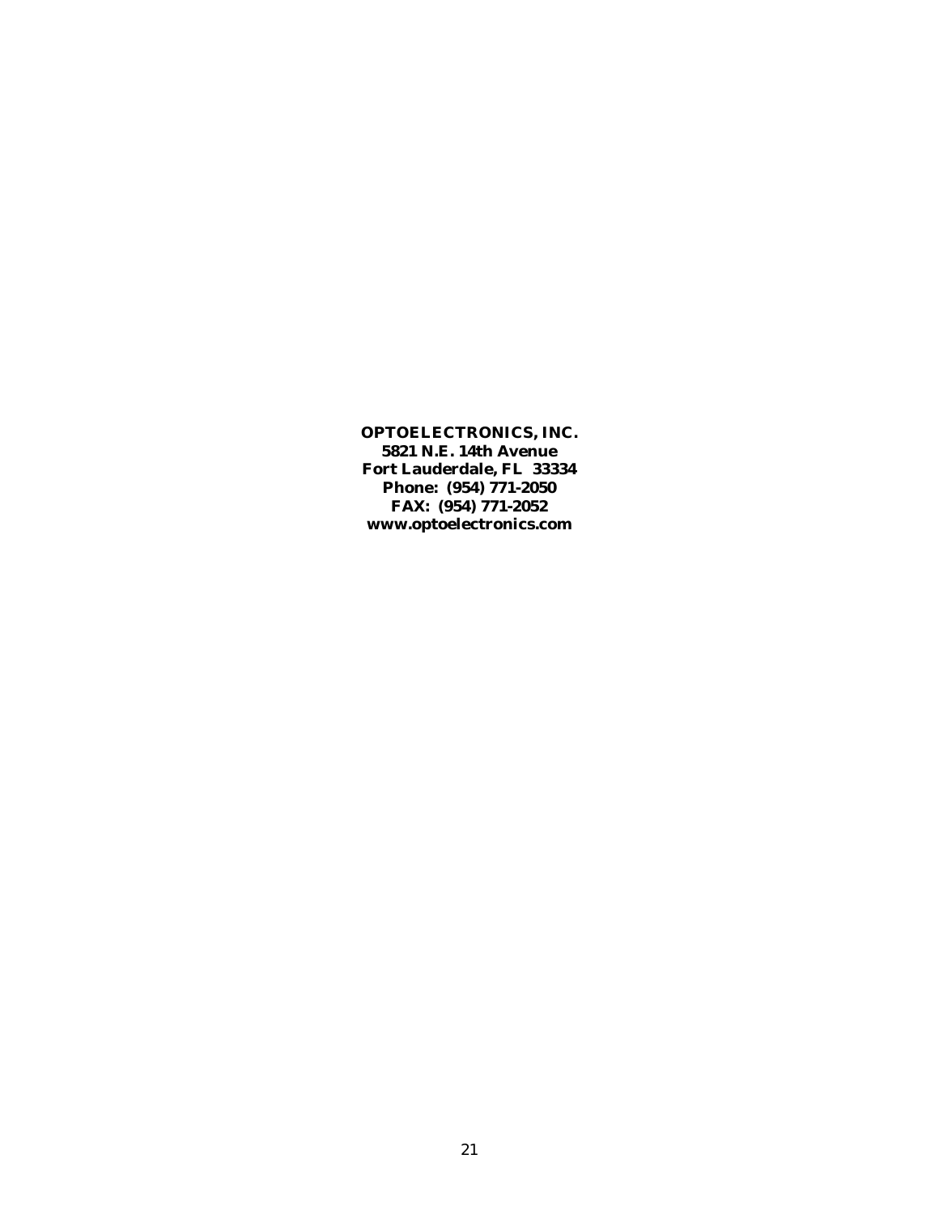**OPTOELECTRONICS, INC.**
**5821 N.E. 14th Avenue**
**Fort Lauderdale, FL  33334**
**Phone:  (954) 771-2050**
**FAX:  (954) 771-2052**
**www.optoelectronics.com**